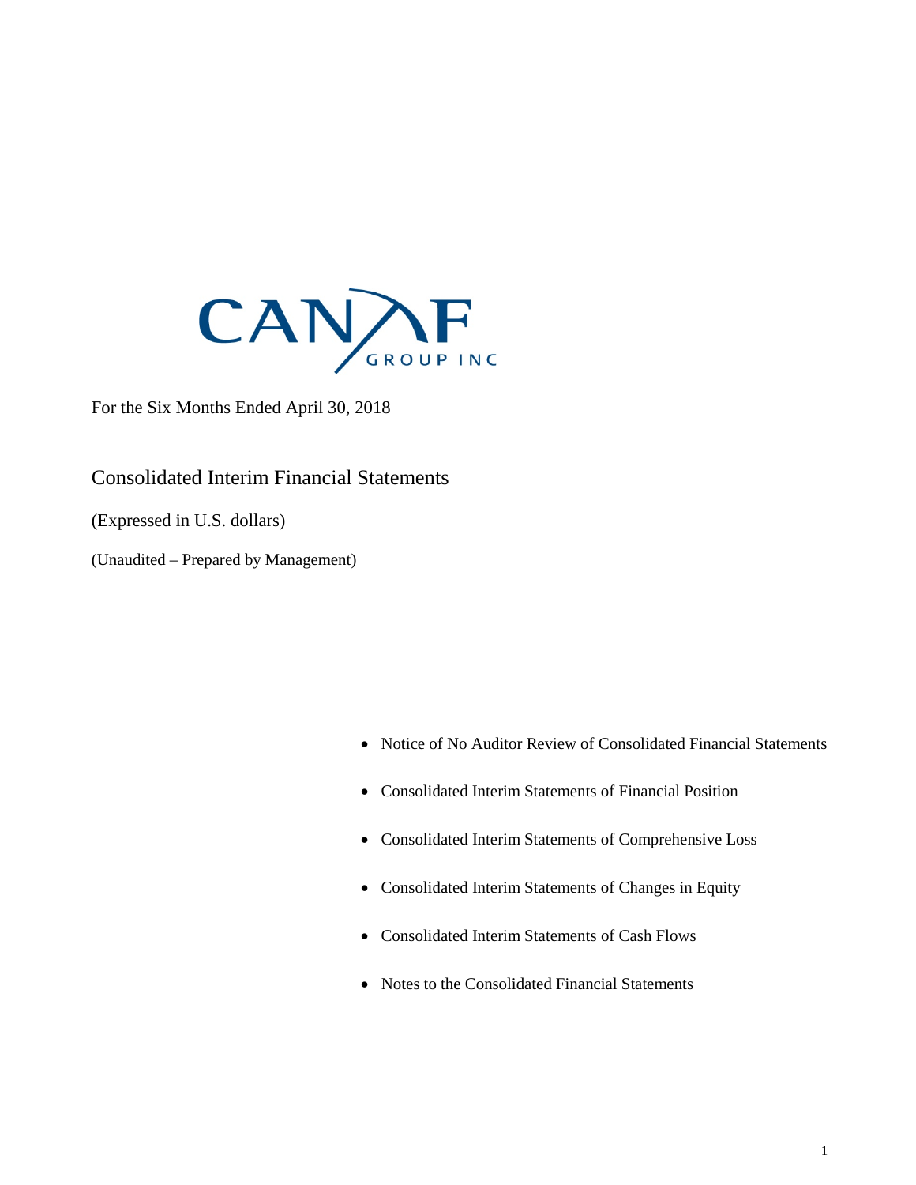CANAF GROUP INC

For the Six Months Ended April 30, 2018

# Consolidated Interim Financial Statements

(Expressed in U.S. dollars)

(Unaudited – Prepared by Management)

- Notice of No Auditor Review of Consolidated Financial Statements
- Consolidated Interim Statements of Financial Position
- Consolidated Interim Statements of Comprehensive Loss
- Consolidated Interim Statements of Changes in Equity
- Consolidated Interim Statements of Cash Flows
- Notes to the Consolidated Financial Statements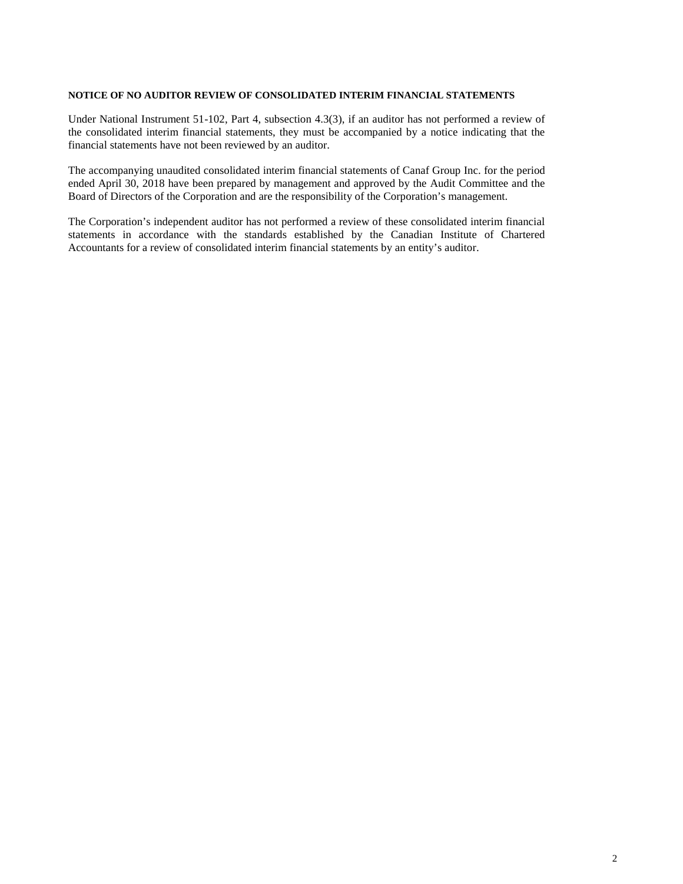**NOTICE OF NO AUDITOR REVIEW OF CONSOLIDATED INTERIM FINANCIAL STATEMENTS**

Under National Instrument 51-102, Part 4, subsection 4.3(3), if an auditor has not performed a review of the consolidated interim financial statements, they must be accompanied by a notice indicating that the financial statements have not been reviewed by an auditor.

The accompanying unaudited consolidated interim financial statements of Canaf Group Inc. for the period ended April 30, 2018 have been prepared by management and approved by the Audit Committee and the Board of Directors of the Corporation and are the responsibility of the Corporation's management.

The Corporation's independent auditor has not performed a review of these consolidated interim financial statements in accordance with the standards established by the Canadian Institute of Chartered Accountants for a review of consolidated interim financial statements by an entity's auditor.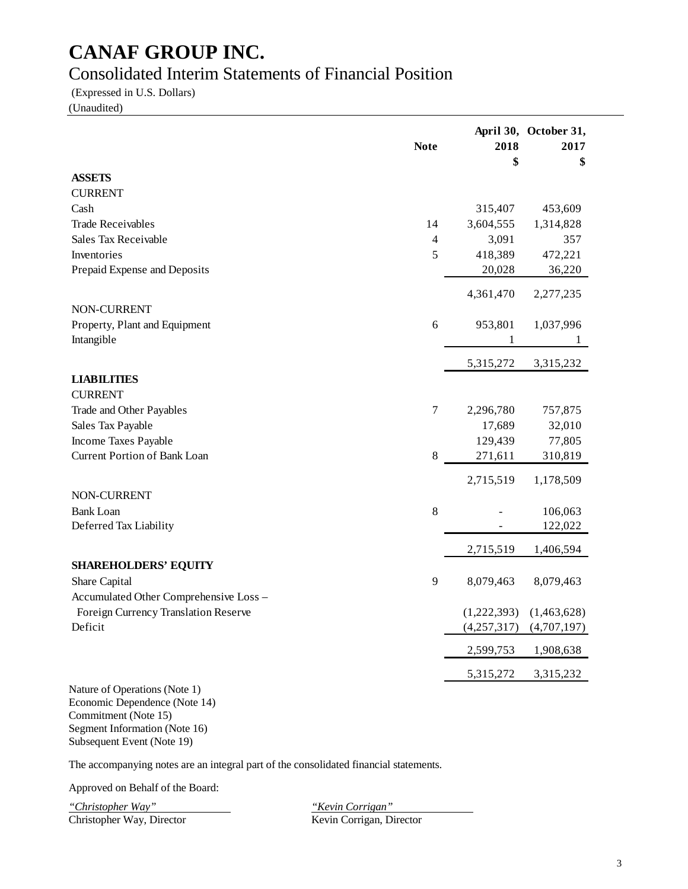# CANAF GROUP INC.

## Consolidated Interim Statements of Financial Position

(Expressed in U.S. Dollars)

(Unaudited)

| | Note | April 30, 2018 $ | October 31, 2017 $ |
|---|---|---|---|
| **ASSETS** | | | |
| CURRENT | | | |
| Cash | | 315,407 | 453,609 |
| Trade Receivables | 14 | 3,604,555 | 1,314,828 |
| Sales Tax Receivable | 4 | 3,091 | 357 |
| Inventories | 5 | 418,389 | 472,221 |
| Prepaid Expense and Deposits | | 20,028 | 36,220 |
| | | 4,361,470 | 2,277,235 |
| NON-CURRENT | | | |
| Property, Plant and Equipment | 6 | 953,801 | 1,037,996 |
| Intangible | | 1 | 1 |
| | | 5,315,272 | 3,315,232 |
| **LIABILITIES** | | | |
| CURRENT | | | |
| Trade and Other Payables | 7 | 2,296,780 | 757,875 |
| Sales Tax Payable | | 17,689 | 32,010 |
| Income Taxes Payable | | 129,439 | 77,805 |
| Current Portion of Bank Loan | 8 | 271,611 | 310,819 |
| | | 2,715,519 | 1,178,509 |
| NON-CURRENT | | | |
| Bank Loan | 8 | - | 106,063 |
| Deferred Tax Liability | | - | 122,022 |
| | | 2,715,519 | 1,406,594 |
| **SHAREHOLDERS' EQUITY** | | | |
| Share Capital | 9 | 8,079,463 | 8,079,463 |
| Accumulated Other Comprehensive Loss – Foreign Currency Translation Reserve | | (1,222,393) | (1,463,628) |
| Deficit | | (4,257,317) | (4,707,197) |
| | | 2,599,753 | 1,908,638 |
| | | 5,315,272 | 3,315,232 |

Nature of Operations (Note 1)
Economic Dependence (Note 14)
Commitment (Note 15)
Segment Information (Note 16)
Subsequent Event (Note 19)

The accompanying notes are an integral part of the consolidated financial statements.

Approved on Behalf of the Board:

*"Christopher Way"*
Christopher Way, Director

*"Kevin Corrigan"*
Kevin Corrigan, Director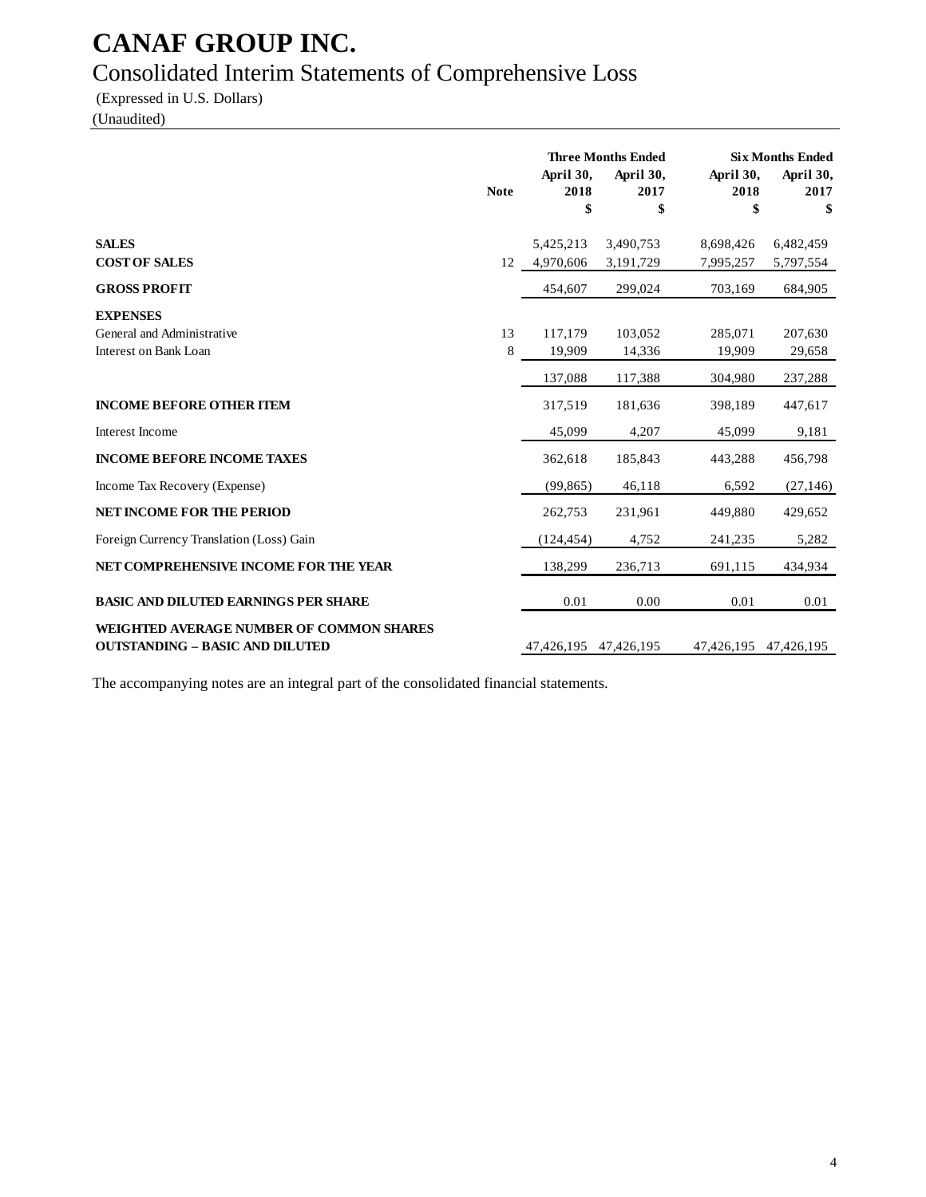# CANAF GROUP INC.

## Consolidated Interim Statements of Comprehensive Loss

(Expressed in U.S. Dollars)
(Unaudited)

| | Note | Three Months Ended | | Six Months Ended | |
|---|---|---|---|---|---|
| | | April 30, 2018 | April 30, 2017 | April 30, 2018 | April 30, 2017 |
| | | $ | $ | $ | $ |
| **SALES** | | 5,425,213 | 3,490,753 | 8,698,426 | 6,482,459 |
| **COST OF SALES** | 12 | 4,970,606 | 3,191,729 | 7,995,257 | 5,797,554 |
| **GROSS PROFIT** | | 454,607 | 299,024 | 703,169 | 684,905 |
| **EXPENSES** | | | | | |
| General and Administrative | 13 | 117,179 | 103,052 | 285,071 | 207,630 |
| Interest on Bank Loan | 8 | 19,909 | 14,336 | 19,909 | 29,658 |
| | | 137,088 | 117,388 | 304,980 | 237,288 |
| **INCOME BEFORE OTHER ITEM** | | 317,519 | 181,636 | 398,189 | 447,617 |
| Interest Income | | 45,099 | 4,207 | 45,099 | 9,181 |
| **INCOME BEFORE INCOME TAXES** | | 362,618 | 185,843 | 443,288 | 456,798 |
| Income Tax Recovery (Expense) | | (99,865) | 46,118 | 6,592 | (27,146) |
| **NET INCOME FOR THE PERIOD** | | 262,753 | 231,961 | 449,880 | 429,652 |
| Foreign Currency Translation (Loss) Gain | | (124,454) | 4,752 | 241,235 | 5,282 |
| **NET COMPREHENSIVE INCOME FOR THE YEAR** | | 138,299 | 236,713 | 691,115 | 434,934 |
| **BASIC AND DILUTED EARNINGS PER SHARE** | | 0.01 | 0.00 | 0.01 | 0.01 |
| **WEIGHTED AVERAGE NUMBER OF COMMON SHARES OUTSTANDING – BASIC AND DILUTED** | | 47,426,195 | 47,426,195 | 47,426,195 | 47,426,195 |

The accompanying notes are an integral part of the consolidated financial statements.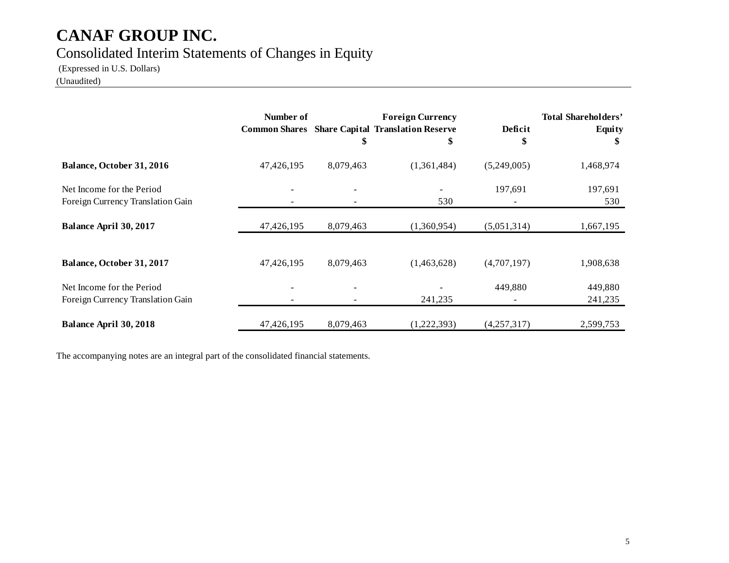# CANAF GROUP INC.

Consolidated Interim Statements of Changes in Equity

(Expressed in U.S. Dollars)

(Unaudited)

| | Number of Common Shares | Share Capital $ | Foreign Currency Translation Reserve $ | Deficit $ | Total Shareholders' Equity $ |
|---|---|---|---|---|---|
| **Balance, October 31, 2016** | 47,426,195 | 8,079,463 | (1,361,484) | (5,249,005) | 1,468,974 |
| Net Income for the Period | - | - | - | 197,691 | 197,691 |
| Foreign Currency Translation Gain | - | - | 530 | - | 530 |
| **Balance April 30, 2017** | 47,426,195 | 8,079,463 | (1,360,954) | (5,051,314) | 1,667,195 |
| | | | | | |
| **Balance, October 31, 2017** | 47,426,195 | 8,079,463 | (1,463,628) | (4,707,197) | 1,908,638 |
| Net Income for the Period | - | - | - | 449,880 | 449,880 |
| Foreign Currency Translation Gain | - | - | 241,235 | - | 241,235 |
| **Balance April 30, 2018** | 47,426,195 | 8,079,463 | (1,222,393) | (4,257,317) | 2,599,753 |

The accompanying notes are an integral part of the consolidated financial statements.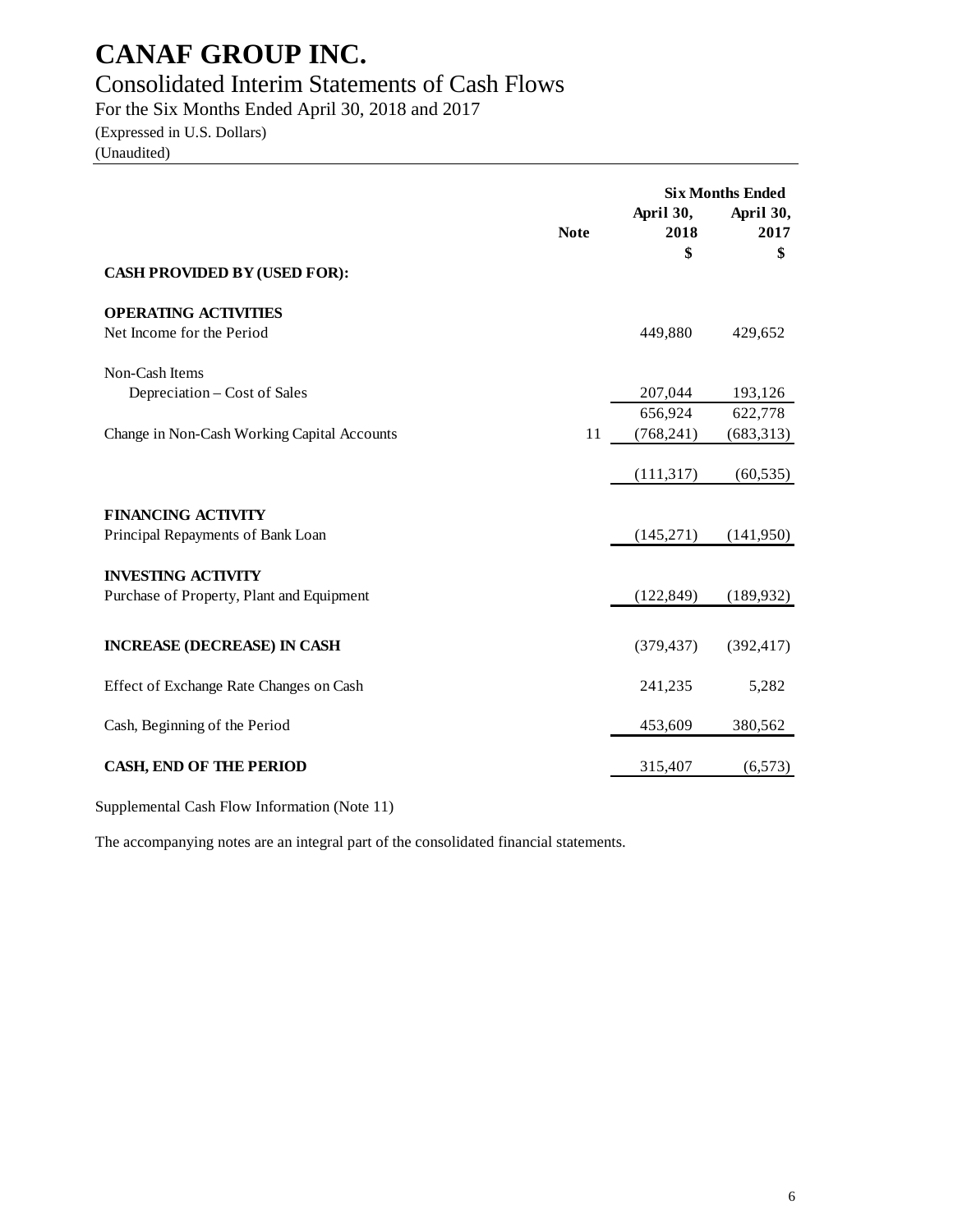# CANAF GROUP INC.

## Consolidated Interim Statements of Cash Flows

For the Six Months Ended April 30, 2018 and 2017

(Expressed in U.S. Dollars)

(Unaudited)

| | Note | Six Months Ended April 30, 2018 $ | April 30, 2017 $ |
|---|---|---|---|
| **CASH PROVIDED BY (USED FOR):** | | | |
| **OPERATING ACTIVITIES** | | | |
| Net Income for the Period | | 449,880 | 429,652 |
| Non-Cash Items | | | |
| Depreciation – Cost of Sales | | 207,044 | 193,126 |
| | | 656,924 | 622,778 |
| Change in Non-Cash Working Capital Accounts | 11 | (768,241) | (683,313) |
| | | (111,317) | (60,535) |
| **FINANCING ACTIVITY** | | | |
| Principal Repayments of Bank Loan | | (145,271) | (141,950) |
| **INVESTING ACTIVITY** | | | |
| Purchase of Property, Plant and Equipment | | (122,849) | (189,932) |
| **INCREASE (DECREASE) IN CASH** | | (379,437) | (392,417) |
| Effect of Exchange Rate Changes on Cash | | 241,235 | 5,282 |
| Cash, Beginning of the Period | | 453,609 | 380,562 |
| **CASH, END OF THE PERIOD** | | 315,407 | (6,573) |

Supplemental Cash Flow Information (Note 11)

The accompanying notes are an integral part of the consolidated financial statements.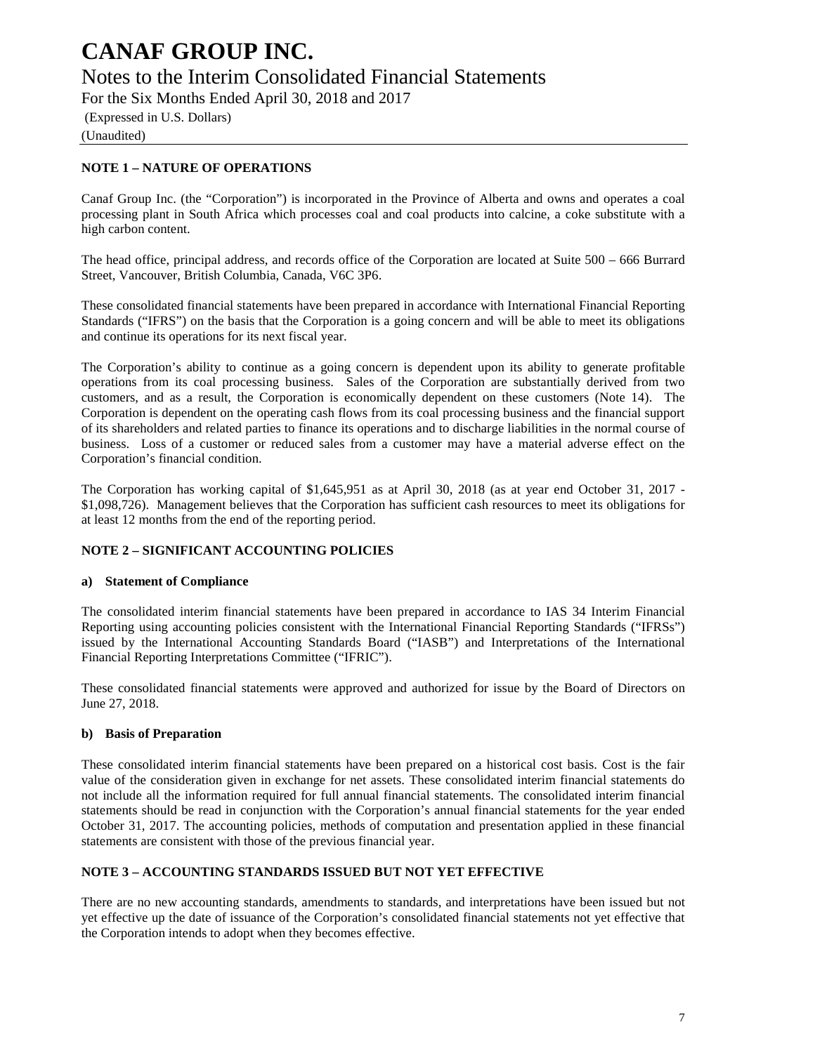# CANAF GROUP INC.

## Notes to the Interim Consolidated Financial Statements

For the Six Months Ended April 30, 2018 and 2017

(Expressed in U.S. Dollars)

(Unaudited)

### NOTE 1 – NATURE OF OPERATIONS

Canaf Group Inc. (the "Corporation") is incorporated in the Province of Alberta and owns and operates a coal processing plant in South Africa which processes coal and coal products into calcine, a coke substitute with a high carbon content.

The head office, principal address, and records office of the Corporation are located at Suite 500 – 666 Burrard Street, Vancouver, British Columbia, Canada, V6C 3P6.

These consolidated financial statements have been prepared in accordance with International Financial Reporting Standards ("IFRS") on the basis that the Corporation is a going concern and will be able to meet its obligations and continue its operations for its next fiscal year.

The Corporation's ability to continue as a going concern is dependent upon its ability to generate profitable operations from its coal processing business. Sales of the Corporation are substantially derived from two customers, and as a result, the Corporation is economically dependent on these customers (Note 14). The Corporation is dependent on the operating cash flows from its coal processing business and the financial support of its shareholders and related parties to finance its operations and to discharge liabilities in the normal course of business. Loss of a customer or reduced sales from a customer may have a material adverse effect on the Corporation's financial condition.

The Corporation has working capital of $1,645,951 as at April 30, 2018 (as at year end October 31, 2017 - $1,098,726). Management believes that the Corporation has sufficient cash resources to meet its obligations for at least 12 months from the end of the reporting period.

### NOTE 2 – SIGNIFICANT ACCOUNTING POLICIES

**a) Statement of Compliance**

The consolidated interim financial statements have been prepared in accordance to IAS 34 Interim Financial Reporting using accounting policies consistent with the International Financial Reporting Standards ("IFRSs") issued by the International Accounting Standards Board ("IASB") and Interpretations of the International Financial Reporting Interpretations Committee ("IFRIC").

These consolidated financial statements were approved and authorized for issue by the Board of Directors on June 27, 2018.

**b) Basis of Preparation**

These consolidated interim financial statements have been prepared on a historical cost basis. Cost is the fair value of the consideration given in exchange for net assets. These consolidated interim financial statements do not include all the information required for full annual financial statements. The consolidated interim financial statements should be read in conjunction with the Corporation's annual financial statements for the year ended October 31, 2017. The accounting policies, methods of computation and presentation applied in these financial statements are consistent with those of the previous financial year.

### NOTE 3 – ACCOUNTING STANDARDS ISSUED BUT NOT YET EFFECTIVE

There are no new accounting standards, amendments to standards, and interpretations have been issued but not yet effective up the date of issuance of the Corporation's consolidated financial statements not yet effective that the Corporation intends to adopt when they becomes effective.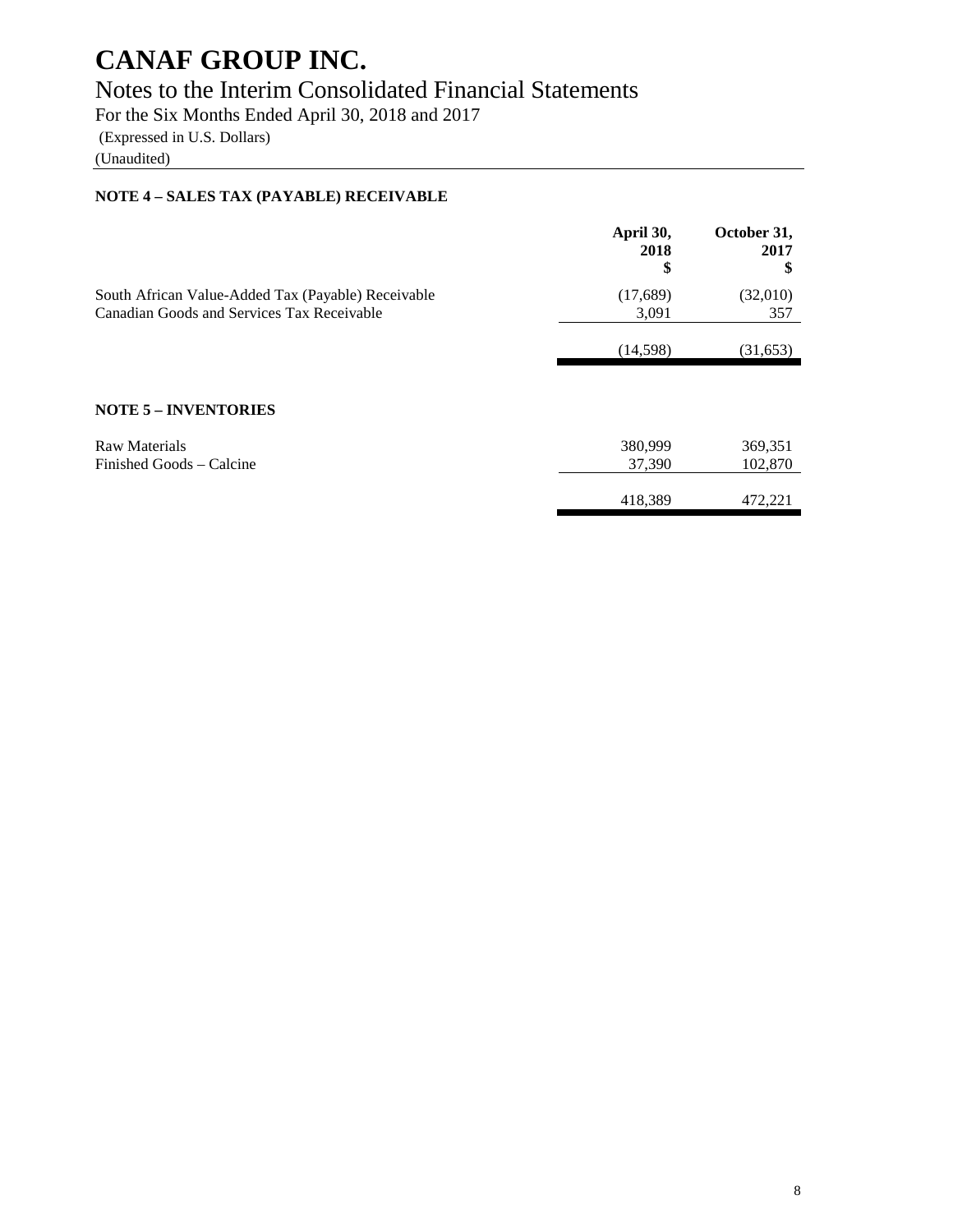# CANAF GROUP INC.

## Notes to the Interim Consolidated Financial Statements

For the Six Months Ended April 30, 2018 and 2017

(Expressed in U.S. Dollars)

(Unaudited)

### NOTE 4 – SALES TAX (PAYABLE) RECEIVABLE

| | April 30, 2018 $ | October 31, 2017 $ |
|---|---|---|
| South African Value-Added Tax (Payable) Receivable | (17,689) | (32,010) |
| Canadian Goods and Services Tax Receivable | 3,091 | 357 |
| | (14,598) | (31,653) |

### NOTE 5 – INVENTORIES

| | April 30, 2018 $ | October 31, 2017 $ |
|---|---|---|
| Raw Materials | 380,999 | 369,351 |
| Finished Goods – Calcine | 37,390 | 102,870 |
| | 418,389 | 472,221 |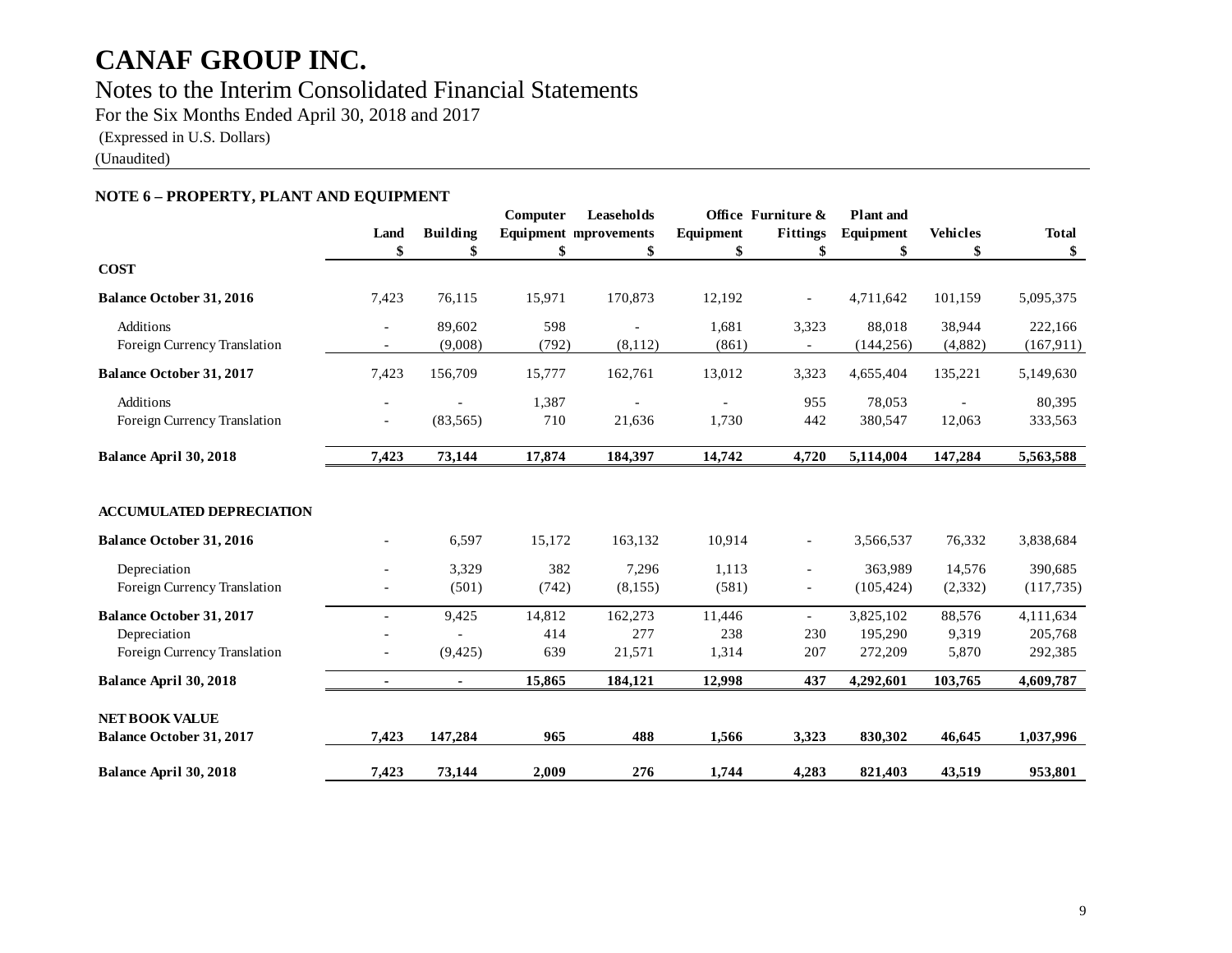# CANAF GROUP INC.

## Notes to the Interim Consolidated Financial Statements

For the Six Months Ended April 30, 2018 and 2017

(Expressed in U.S. Dollars)

(Unaudited)

### NOTE 6 – PROPERTY, PLANT AND EQUIPMENT

| | Land | Building | Computer Equipment | Leaseholds mprovements | Office Equipment | Furniture & Fittings | Plant and Equipment | Vehicles | Total |
|---|---|---|---|---|---|---|---|---|---|
| | $ | $ | $ | $ | $ | $ | $ | $ | $ |
| **COST** | | | | | | | | | |
| **Balance October 31, 2016** | 7,423 | 76,115 | 15,971 | 170,873 | 12,192 | - | 4,711,642 | 101,159 | 5,095,375 |
| Additions | - | 89,602 | 598 | - | 1,681 | 3,323 | 88,018 | 38,944 | 222,166 |
| Foreign Currency Translation | - | (9,008) | (792) | (8,112) | (861) | - | (144,256) | (4,882) | (167,911) |
| **Balance October 31, 2017** | 7,423 | 156,709 | 15,777 | 162,761 | 13,012 | 3,323 | 4,655,404 | 135,221 | 5,149,630 |
| Additions | - | - | 1,387 | - | - | 955 | 78,053 | - | 80,395 |
| Foreign Currency Translation | - | (83,565) | 710 | 21,636 | 1,730 | 442 | 380,547 | 12,063 | 333,563 |
| **Balance April 30, 2018** | **7,423** | **73,144** | **17,874** | **184,397** | **14,742** | **4,720** | **5,114,004** | **147,284** | **5,563,588** |
| | | | | | | | | | |
| **ACCUMULATED DEPRECIATION** | | | | | | | | | |
| **Balance October 31, 2016** | - | 6,597 | 15,172 | 163,132 | 10,914 | - | 3,566,537 | 76,332 | 3,838,684 |
| Depreciation | - | 3,329 | 382 | 7,296 | 1,113 | - | 363,989 | 14,576 | 390,685 |
| Foreign Currency Translation | - | (501) | (742) | (8,155) | (581) | - | (105,424) | (2,332) | (117,735) |
| **Balance October 31, 2017** | - | 9,425 | 14,812 | 162,273 | 11,446 | - | 3,825,102 | 88,576 | 4,111,634 |
| Depreciation | - | - | 414 | 277 | 238 | 230 | 195,290 | 9,319 | 205,768 |
| Foreign Currency Translation | - | (9,425) | 639 | 21,571 | 1,314 | 207 | 272,209 | 5,870 | 292,385 |
| **Balance April 30, 2018** | **-** | **-** | **15,865** | **184,121** | **12,998** | **437** | **4,292,601** | **103,765** | **4,609,787** |
| | | | | | | | | | |
| **NET BOOK VALUE** | | | | | | | | | |
| **Balance October 31, 2017** | **7,423** | **147,284** | **965** | **488** | **1,566** | **3,323** | **830,302** | **46,645** | **1,037,996** |
| **Balance April 30, 2018** | **7,423** | **73,144** | **2,009** | **276** | **1,744** | **4,283** | **821,403** | **43,519** | **953,801** |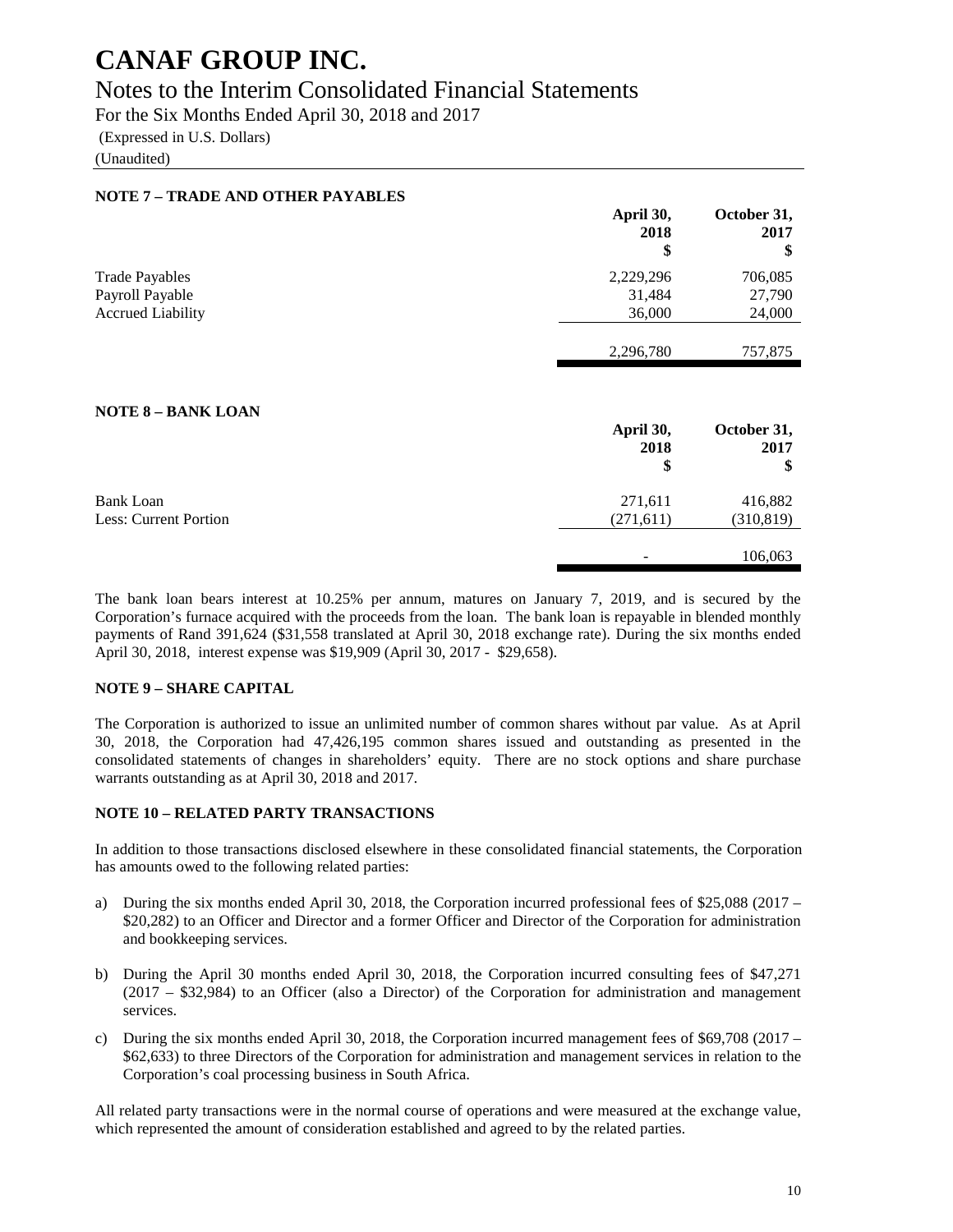# CANAF GROUP INC.

## Notes to the Interim Consolidated Financial Statements

For the Six Months Ended April 30, 2018 and 2017

(Expressed in U.S. Dollars)

(Unaudited)

### NOTE 7 – TRADE AND OTHER PAYABLES

| | April 30, 2018 $ | October 31, 2017 $ |
|---|---|---|
| Trade Payables | 2,229,296 | 706,085 |
| Payroll Payable | 31,484 | 27,790 |
| Accrued Liability | 36,000 | 24,000 |
| | 2,296,780 | 757,875 |

### NOTE 8 – BANK LOAN

| | April 30, 2018 $ | October 31, 2017 $ |
|---|---|---|
| Bank Loan | 271,611 | 416,882 |
| Less: Current Portion | (271,611) | (310,819) |
| | - | 106,063 |

The bank loan bears interest at 10.25% per annum, matures on January 7, 2019, and is secured by the Corporation's furnace acquired with the proceeds from the loan. The bank loan is repayable in blended monthly payments of Rand 391,624 ($31,558 translated at April 30, 2018 exchange rate). During the six months ended April 30, 2018, interest expense was $19,909 (April 30, 2017 - $29,658).

### NOTE 9 – SHARE CAPITAL

The Corporation is authorized to issue an unlimited number of common shares without par value. As at April 30, 2018, the Corporation had 47,426,195 common shares issued and outstanding as presented in the consolidated statements of changes in shareholders' equity. There are no stock options and share purchase warrants outstanding as at April 30, 2018 and 2017.

### NOTE 10 – RELATED PARTY TRANSACTIONS

In addition to those transactions disclosed elsewhere in these consolidated financial statements, the Corporation has amounts owed to the following related parties:

a) During the six months ended April 30, 2018, the Corporation incurred professional fees of $25,088 (2017 – $20,282) to an Officer and Director and a former Officer and Director of the Corporation for administration and bookkeeping services.

b) During the April 30 months ended April 30, 2018, the Corporation incurred consulting fees of $47,271 (2017 – $32,984) to an Officer (also a Director) of the Corporation for administration and management services.

c) During the six months ended April 30, 2018, the Corporation incurred management fees of $69,708 (2017 – $62,633) to three Directors of the Corporation for administration and management services in relation to the Corporation's coal processing business in South Africa.

All related party transactions were in the normal course of operations and were measured at the exchange value, which represented the amount of consideration established and agreed to by the related parties.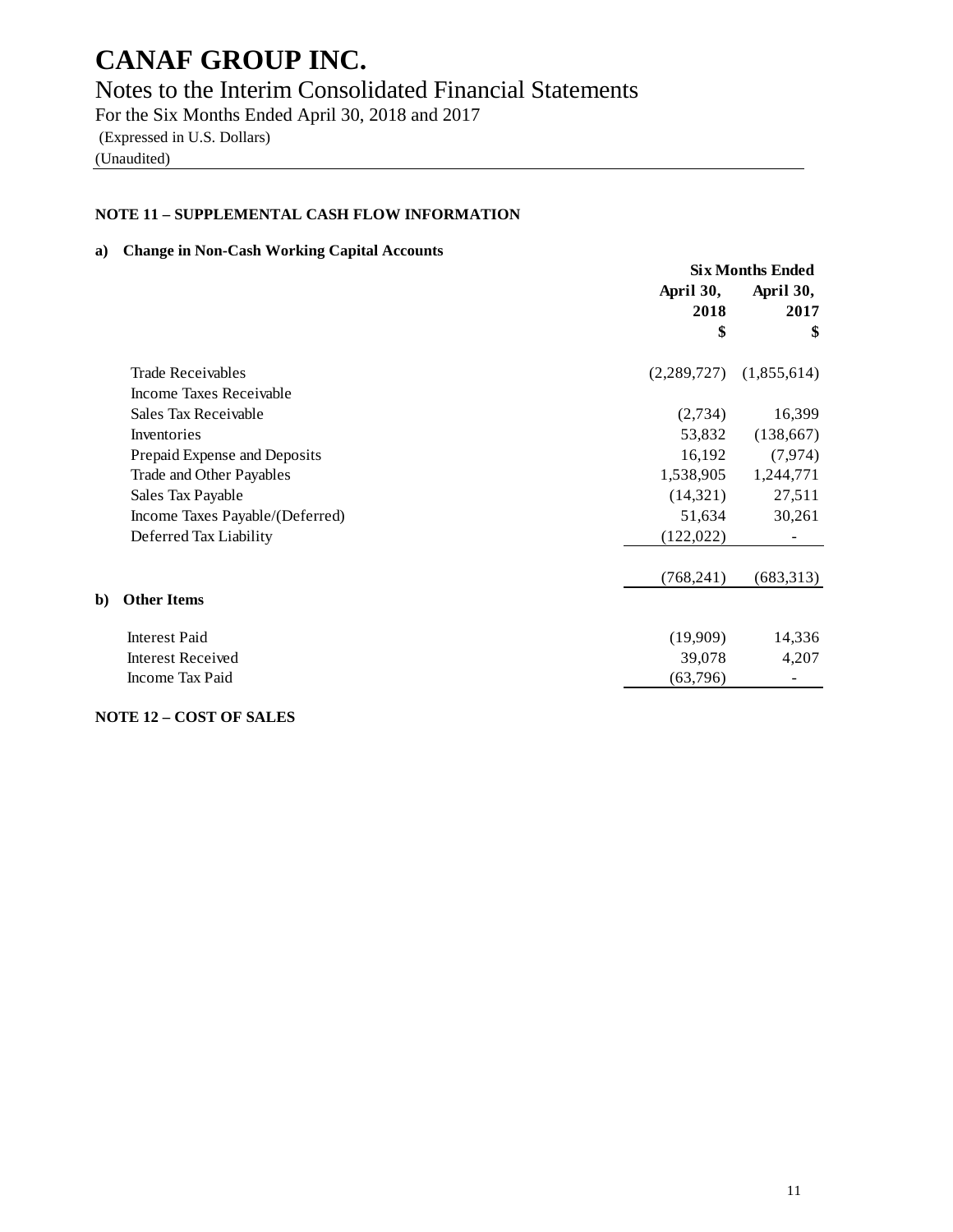# CANAF GROUP INC.

## Notes to the Interim Consolidated Financial Statements

For the Six Months Ended April 30, 2018 and 2017

(Expressed in U.S. Dollars)

(Unaudited)

### NOTE 11 – SUPPLEMENTAL CASH FLOW INFORMATION

**a) Change in Non-Cash Working Capital Accounts**

| | Six Months Ended | |
|---|---|---|
| | April 30, 2018 $ | April 30, 2017 $ |
| Trade Receivables | (2,289,727) | (1,855,614) |
| Income Taxes Receivable | | |
| Sales Tax Receivable | (2,734) | 16,399 |
| Inventories | 53,832 | (138,667) |
| Prepaid Expense and Deposits | 16,192 | (7,974) |
| Trade and Other Payables | 1,538,905 | 1,244,771 |
| Sales Tax Payable | (14,321) | 27,511 |
| Income Taxes Payable/(Deferred) | 51,634 | 30,261 |
| Deferred Tax Liability | (122,022) | - |
| | (768,241) | (683,313) |

**b) Other Items**

| | April 30, 2018 $ | April 30, 2017 $ |
|---|---|---|
| Interest Paid | (19,909) | 14,336 |
| Interest Received | 39,078 | 4,207 |
| Income Tax Paid | (63,796) | - |

### NOTE 12 – COST OF SALES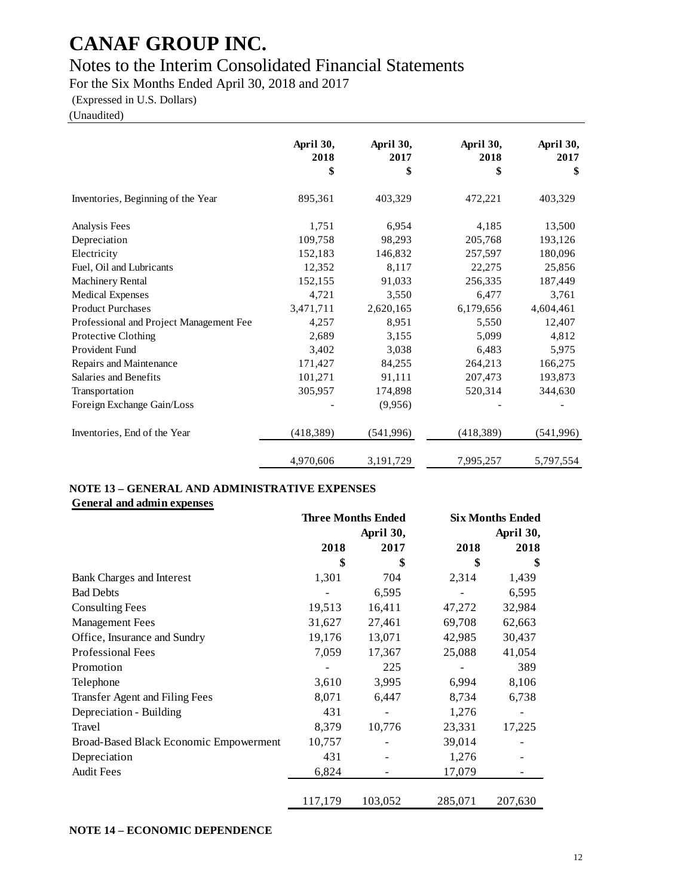# CANAF GROUP INC.

## Notes to the Interim Consolidated Financial Statements

For the Six Months Ended April 30, 2018 and 2017

(Expressed in U.S. Dollars)

(Unaudited)

| | April 30, 2018 $ | April 30, 2017 $ | April 30, 2018 $ | April 30, 2017 $ |
|---|---|---|---|---|
| Inventories, Beginning of the Year | 895,361 | 403,329 | 472,221 | 403,329 |
| Analysis Fees | 1,751 | 6,954 | 4,185 | 13,500 |
| Depreciation | 109,758 | 98,293 | 205,768 | 193,126 |
| Electricity | 152,183 | 146,832 | 257,597 | 180,096 |
| Fuel, Oil and Lubricants | 12,352 | 8,117 | 22,275 | 25,856 |
| Machinery Rental | 152,155 | 91,033 | 256,335 | 187,449 |
| Medical Expenses | 4,721 | 3,550 | 6,477 | 3,761 |
| Product Purchases | 3,471,711 | 2,620,165 | 6,179,656 | 4,604,461 |
| Professional and Project Management Fee | 4,257 | 8,951 | 5,550 | 12,407 |
| Protective Clothing | 2,689 | 3,155 | 5,099 | 4,812 |
| Provident Fund | 3,402 | 3,038 | 6,483 | 5,975 |
| Repairs and Maintenance | 171,427 | 84,255 | 264,213 | 166,275 |
| Salaries and Benefits | 101,271 | 91,111 | 207,473 | 193,873 |
| Transportation | 305,957 | 174,898 | 520,314 | 344,630 |
| Foreign Exchange Gain/Loss | - | (9,956) | - | - |
| Inventories, End of the Year | (418,389) | (541,996) | (418,389) | (541,996) |
| | 4,970,606 | 3,191,729 | 7,995,257 | 5,797,554 |

**NOTE 13 – GENERAL AND ADMINISTRATIVE EXPENSES**

**General and admin expenses**

| | Three Months Ended | April 30, | Six Months Ended | April 30, |
|---|---|---|---|---|
| | 2018 | 2017 | 2018 | 2018 |
| | $ | $ | $ | $ |
| Bank Charges and Interest | 1,301 | 704 | 2,314 | 1,439 |
| Bad Debts | - | 6,595 | - | 6,595 |
| Consulting Fees | 19,513 | 16,411 | 47,272 | 32,984 |
| Management Fees | 31,627 | 27,461 | 69,708 | 62,663 |
| Office, Insurance and Sundry | 19,176 | 13,071 | 42,985 | 30,437 |
| Professional Fees | 7,059 | 17,367 | 25,088 | 41,054 |
| Promotion | - | 225 | - | 389 |
| Telephone | 3,610 | 3,995 | 6,994 | 8,106 |
| Transfer Agent and Filing Fees | 8,071 | 6,447 | 8,734 | 6,738 |
| Depreciation - Building | 431 | - | 1,276 | - |
| Travel | 8,379 | 10,776 | 23,331 | 17,225 |
| Broad-Based Black Economic Empowerment | 10,757 | - | 39,014 | - |
| Depreciation | 431 | - | 1,276 | - |
| Audit Fees | 6,824 | - | 17,079 | - |
| | 117,179 | 103,052 | 285,071 | 207,630 |

**NOTE 14 – ECONOMIC DEPENDENCE**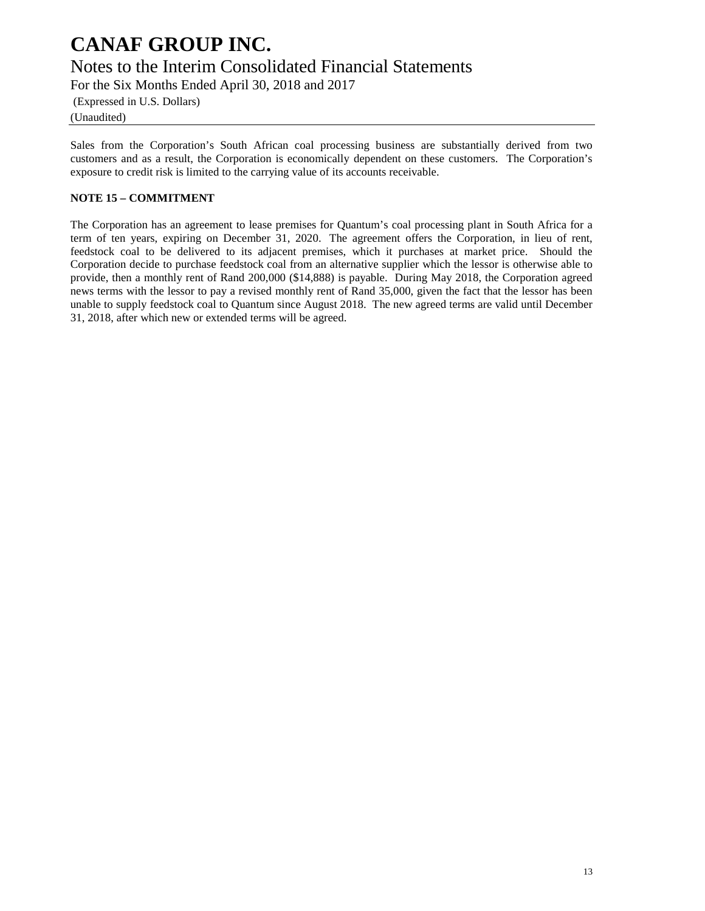Sales from the Corporation's South African coal processing business are substantially derived from two customers and as a result, the Corporation is economically dependent on these customers. The Corporation's exposure to credit risk is limited to the carrying value of its accounts receivable.

**NOTE 15 – COMMITMENT**

The Corporation has an agreement to lease premises for Quantum's coal processing plant in South Africa for a term of ten years, expiring on December 31, 2020. The agreement offers the Corporation, in lieu of rent, feedstock coal to be delivered to its adjacent premises, which it purchases at market price. Should the Corporation decide to purchase feedstock coal from an alternative supplier which the lessor is otherwise able to provide, then a monthly rent of Rand 200,000 ($14,888) is payable. During May 2018, the Corporation agreed news terms with the lessor to pay a revised monthly rent of Rand 35,000, given the fact that the lessor has been unable to supply feedstock coal to Quantum since August 2018. The new agreed terms are valid until December 31, 2018, after which new or extended terms will be agreed.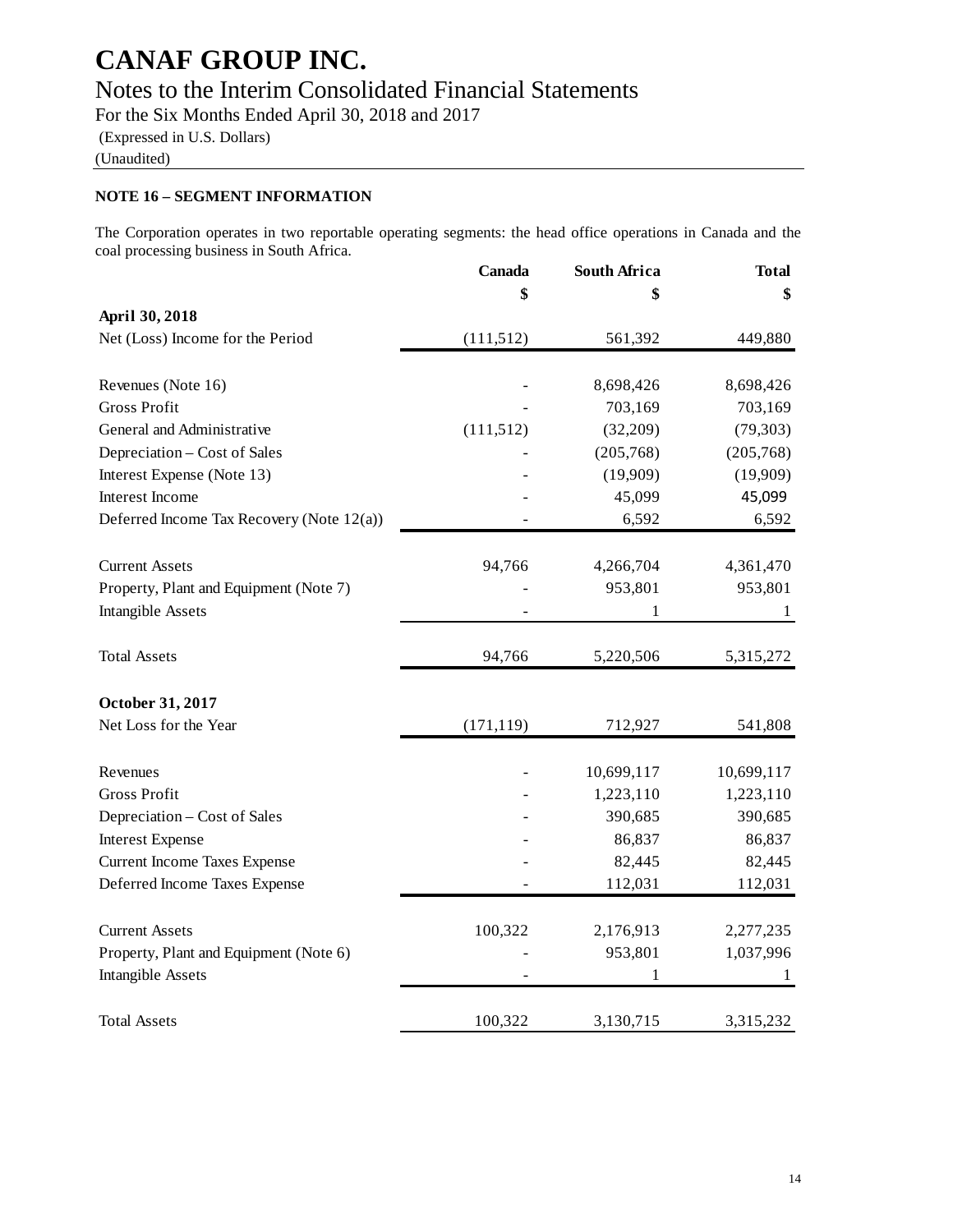# CANAF GROUP INC.

## Notes to the Interim Consolidated Financial Statements

For the Six Months Ended April 30, 2018 and 2017

(Expressed in U.S. Dollars)

(Unaudited)

### NOTE 16 – SEGMENT INFORMATION

The Corporation operates in two reportable operating segments: the head office operations in Canada and the coal processing business in South Africa.

| | Canada | South Africa | Total |
|---|---|---|---|
| | $ | $ | $ |
| **April 30, 2018** | | | |
| Net (Loss) Income for the Period | (111,512) | 561,392 | 449,880 |
| Revenues (Note 16) | - | 8,698,426 | 8,698,426 |
| Gross Profit | - | 703,169 | 703,169 |
| General and Administrative | (111,512) | (32,209) | (79,303) |
| Depreciation – Cost of Sales | - | (205,768) | (205,768) |
| Interest Expense (Note 13) | - | (19,909) | (19,909) |
| Interest Income | - | 45,099 | 45,099 |
| Deferred Income Tax Recovery (Note 12(a)) | - | 6,592 | 6,592 |
| Current Assets | 94,766 | 4,266,704 | 4,361,470 |
| Property, Plant and Equipment (Note 7) | - | 953,801 | 953,801 |
| Intangible Assets | - | 1 | 1 |
| Total Assets | 94,766 | 5,220,506 | 5,315,272 |
| **October 31, 2017** | | | |
| Net Loss for the Year | (171,119) | 712,927 | 541,808 |
| Revenues | - | 10,699,117 | 10,699,117 |
| Gross Profit | - | 1,223,110 | 1,223,110 |
| Depreciation – Cost of Sales | - | 390,685 | 390,685 |
| Interest Expense | - | 86,837 | 86,837 |
| Current Income Taxes Expense | - | 82,445 | 82,445 |
| Deferred Income Taxes Expense | - | 112,031 | 112,031 |
| Current Assets | 100,322 | 2,176,913 | 2,277,235 |
| Property, Plant and Equipment (Note 6) | - | 953,801 | 1,037,996 |
| Intangible Assets | - | 1 | 1 |
| Total Assets | 100,322 | 3,130,715 | 3,315,232 |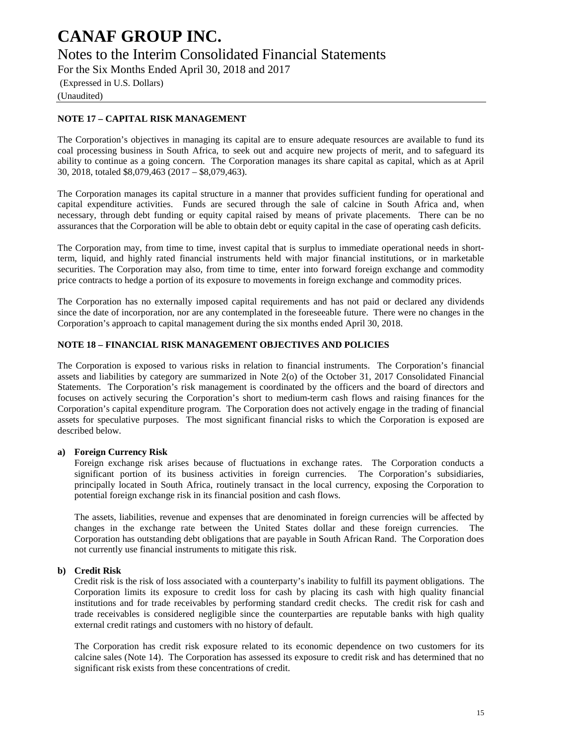## NOTE 17 – CAPITAL RISK MANAGEMENT

The Corporation's objectives in managing its capital are to ensure adequate resources are available to fund its coal processing business in South Africa, to seek out and acquire new projects of merit, and to safeguard its ability to continue as a going concern. The Corporation manages its share capital as capital, which as at April 30, 2018, totaled \$8,079,463 (2017 – \$8,079,463).

The Corporation manages its capital structure in a manner that provides sufficient funding for operational and capital expenditure activities. Funds are secured through the sale of calcine in South Africa and, when necessary, through debt funding or equity capital raised by means of private placements. There can be no assurances that the Corporation will be able to obtain debt or equity capital in the case of operating cash deficits.

The Corporation may, from time to time, invest capital that is surplus to immediate operational needs in short-term, liquid, and highly rated financial instruments held with major financial institutions, or in marketable securities. The Corporation may also, from time to time, enter into forward foreign exchange and commodity price contracts to hedge a portion of its exposure to movements in foreign exchange and commodity prices.

The Corporation has no externally imposed capital requirements and has not paid or declared any dividends since the date of incorporation, nor are any contemplated in the foreseeable future. There were no changes in the Corporation's approach to capital management during the six months ended April 30, 2018.

## NOTE 18 – FINANCIAL RISK MANAGEMENT OBJECTIVES AND POLICIES

The Corporation is exposed to various risks in relation to financial instruments. The Corporation's financial assets and liabilities by category are summarized in Note 2(o) of the October 31, 2017 Consolidated Financial Statements. The Corporation's risk management is coordinated by the officers and the board of directors and focuses on actively securing the Corporation's short to medium-term cash flows and raising finances for the Corporation's capital expenditure program. The Corporation does not actively engage in the trading of financial assets for speculative purposes. The most significant financial risks to which the Corporation is exposed are described below.

### a) Foreign Currency Risk

Foreign exchange risk arises because of fluctuations in exchange rates. The Corporation conducts a significant portion of its business activities in foreign currencies. The Corporation's subsidiaries, principally located in South Africa, routinely transact in the local currency, exposing the Corporation to potential foreign exchange risk in its financial position and cash flows.

The assets, liabilities, revenue and expenses that are denominated in foreign currencies will be affected by changes in the exchange rate between the United States dollar and these foreign currencies. The Corporation has outstanding debt obligations that are payable in South African Rand. The Corporation does not currently use financial instruments to mitigate this risk.

### b) Credit Risk

Credit risk is the risk of loss associated with a counterparty's inability to fulfill its payment obligations. The Corporation limits its exposure to credit loss for cash by placing its cash with high quality financial institutions and for trade receivables by performing standard credit checks. The credit risk for cash and trade receivables is considered negligible since the counterparties are reputable banks with high quality external credit ratings and customers with no history of default.

The Corporation has credit risk exposure related to its economic dependence on two customers for its calcine sales (Note 14). The Corporation has assessed its exposure to credit risk and has determined that no significant risk exists from these concentrations of credit.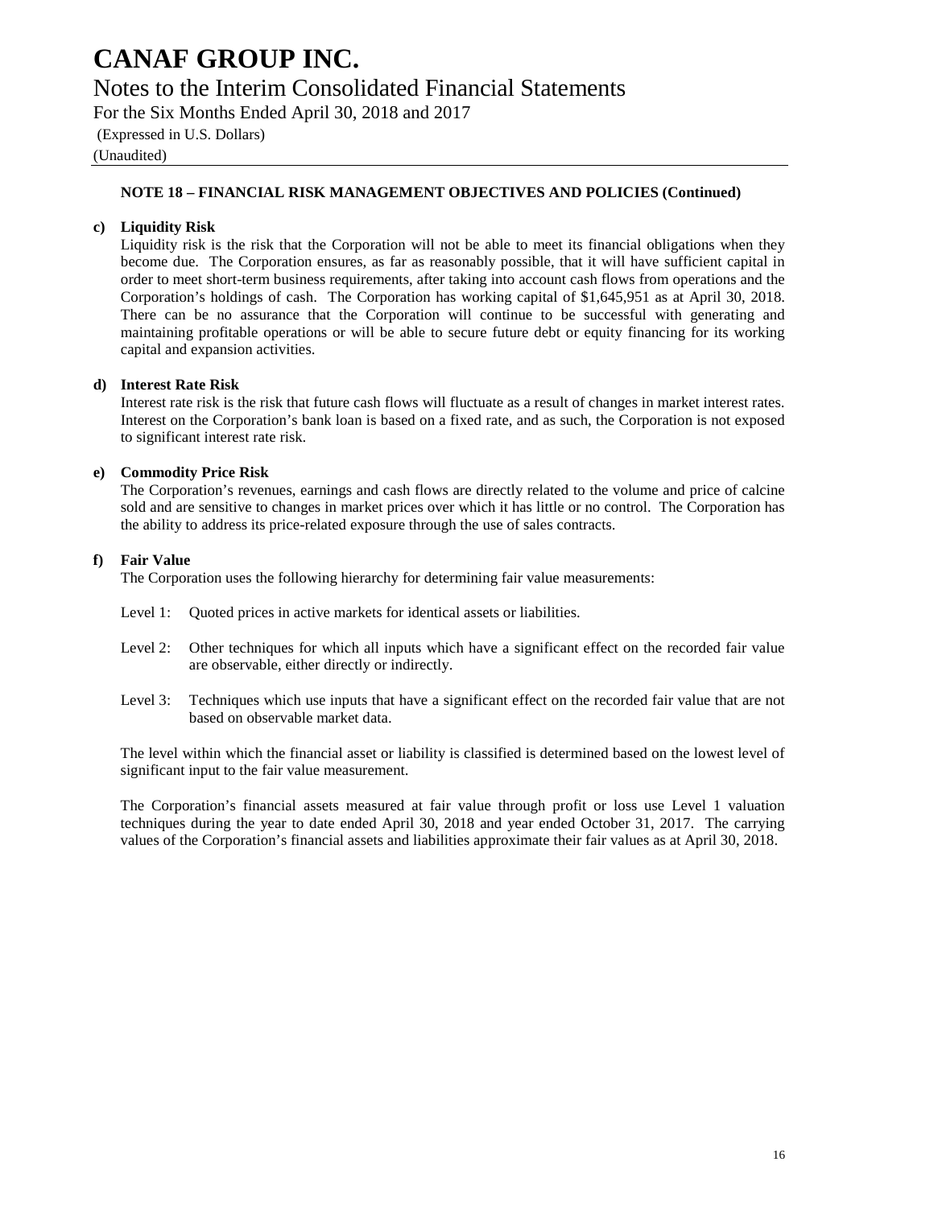#### NOTE 18 – FINANCIAL RISK MANAGEMENT OBJECTIVES AND POLICIES (Continued)

**c) Liquidity Risk**

Liquidity risk is the risk that the Corporation will not be able to meet its financial obligations when they become due. The Corporation ensures, as far as reasonably possible, that it will have sufficient capital in order to meet short-term business requirements, after taking into account cash flows from operations and the Corporation's holdings of cash. The Corporation has working capital of $1,645,951 as at April 30, 2018. There can be no assurance that the Corporation will continue to be successful with generating and maintaining profitable operations or will be able to secure future debt or equity financing for its working capital and expansion activities.

**d) Interest Rate Risk**

Interest rate risk is the risk that future cash flows will fluctuate as a result of changes in market interest rates. Interest on the Corporation's bank loan is based on a fixed rate, and as such, the Corporation is not exposed to significant interest rate risk.

**e) Commodity Price Risk**

The Corporation's revenues, earnings and cash flows are directly related to the volume and price of calcine sold and are sensitive to changes in market prices over which it has little or no control. The Corporation has the ability to address its price-related exposure through the use of sales contracts.

**f) Fair Value**

The Corporation uses the following hierarchy for determining fair value measurements:

Level 1: Quoted prices in active markets for identical assets or liabilities.

Level 2: Other techniques for which all inputs which have a significant effect on the recorded fair value are observable, either directly or indirectly.

Level 3: Techniques which use inputs that have a significant effect on the recorded fair value that are not based on observable market data.

The level within which the financial asset or liability is classified is determined based on the lowest level of significant input to the fair value measurement.

The Corporation's financial assets measured at fair value through profit or loss use Level 1 valuation techniques during the year to date ended April 30, 2018 and year ended October 31, 2017. The carrying values of the Corporation's financial assets and liabilities approximate their fair values as at April 30, 2018.